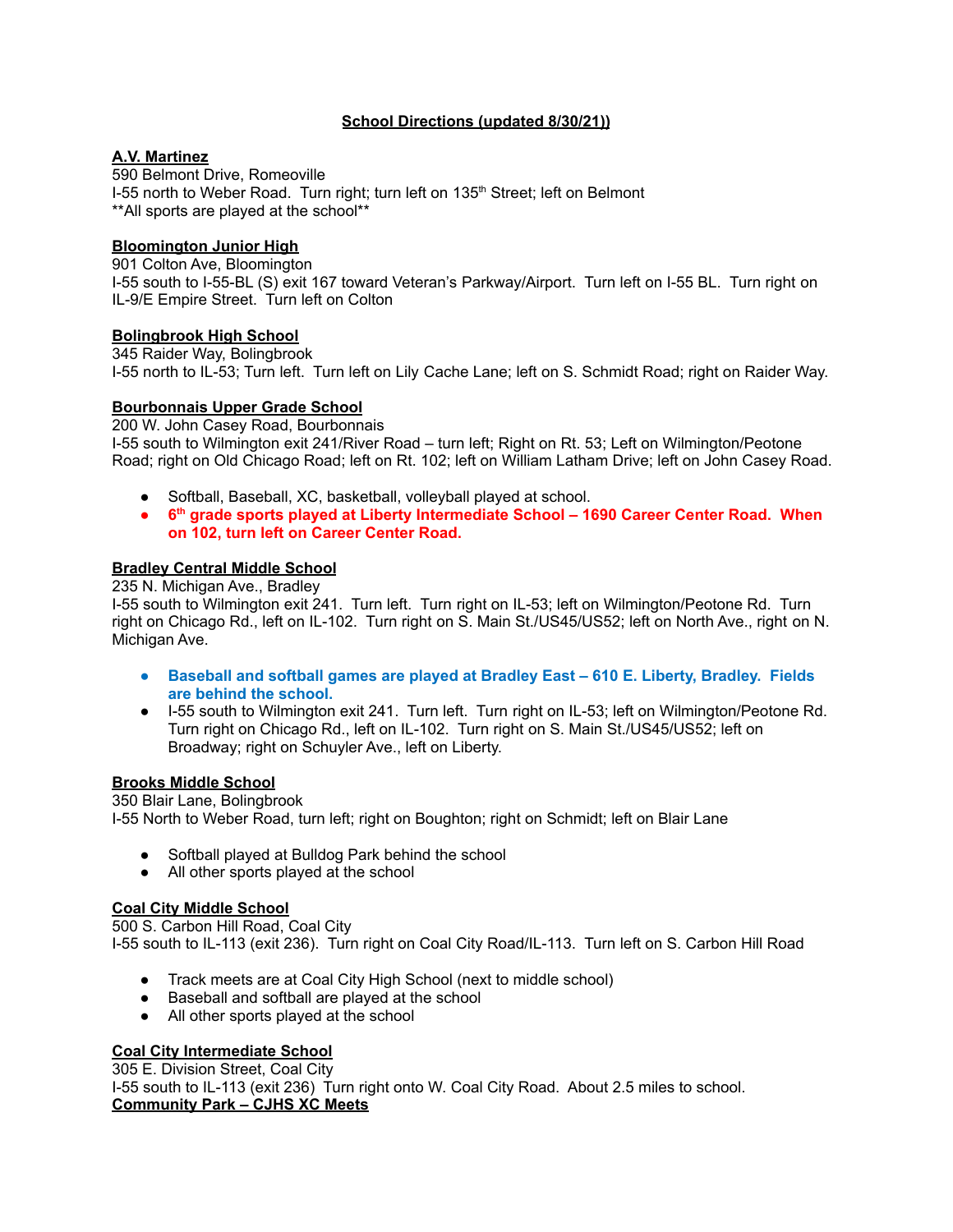**School Directions (updated 8/30/21))**

**A.V. Martinez**
590 Belmont Drive, Romeoville
I-55 north to Weber Road. Turn right; turn left on 135th Street; left on Belmont
**All sports are played at the school**

**Bloomington Junior High**
901 Colton Ave, Bloomington
I-55 south to I-55-BL (S) exit 167 toward Veteran's Parkway/Airport. Turn left on I-55 BL. Turn right on IL-9/E Empire Street. Turn left on Colton

**Bolingbrook High School**
345 Raider Way, Bolingbrook
I-55 north to IL-53; Turn left. Turn left on Lily Cache Lane; left on S. Schmidt Road; right on Raider Way.

**Bourbonnais Upper Grade School**
200 W. John Casey Road, Bourbonnais
I-55 south to Wilmington exit 241/River Road – turn left; Right on Rt. 53; Left on Wilmington/Peotone Road; right on Old Chicago Road; left on Rt. 102; left on William Latham Drive; left on John Casey Road.

- Softball, Baseball, XC, basketball, volleyball played at school.
- **6th grade sports played at Liberty Intermediate School – 1690 Career Center Road. When on 102, turn left on Career Center Road.**

**Bradley Central Middle School**
235 N. Michigan Ave., Bradley
I-55 south to Wilmington exit 241. Turn left. Turn right on IL-53; left on Wilmington/Peotone Rd. Turn right on Chicago Rd., left on IL-102. Turn right on S. Main St./US45/US52; left on North Ave., right on N. Michigan Ave.

- **Baseball and softball games are played at Bradley East – 610 E. Liberty, Bradley. Fields are behind the school.**
- I-55 south to Wilmington exit 241. Turn left. Turn right on IL-53; left on Wilmington/Peotone Rd. Turn right on Chicago Rd., left on IL-102. Turn right on S. Main St./US45/US52; left on Broadway; right on Schuyler Ave., left on Liberty.

**Brooks Middle School**
350 Blair Lane, Bolingbrook
I-55 North to Weber Road, turn left; right on Boughton; right on Schmidt; left on Blair Lane

- Softball played at Bulldog Park behind the school
- All other sports played at the school

**Coal City Middle School**
500 S. Carbon Hill Road, Coal City
I-55 south to IL-113 (exit 236). Turn right on Coal City Road/IL-113. Turn left on S. Carbon Hill Road

- Track meets are at Coal City High School (next to middle school)
- Baseball and softball are played at the school
- All other sports played at the school

**Coal City Intermediate School**
305 E. Division Street, Coal City
I-55 south to IL-113 (exit 236) Turn right onto W. Coal City Road. About 2.5 miles to school.

**Community Park – CJHS XC Meets**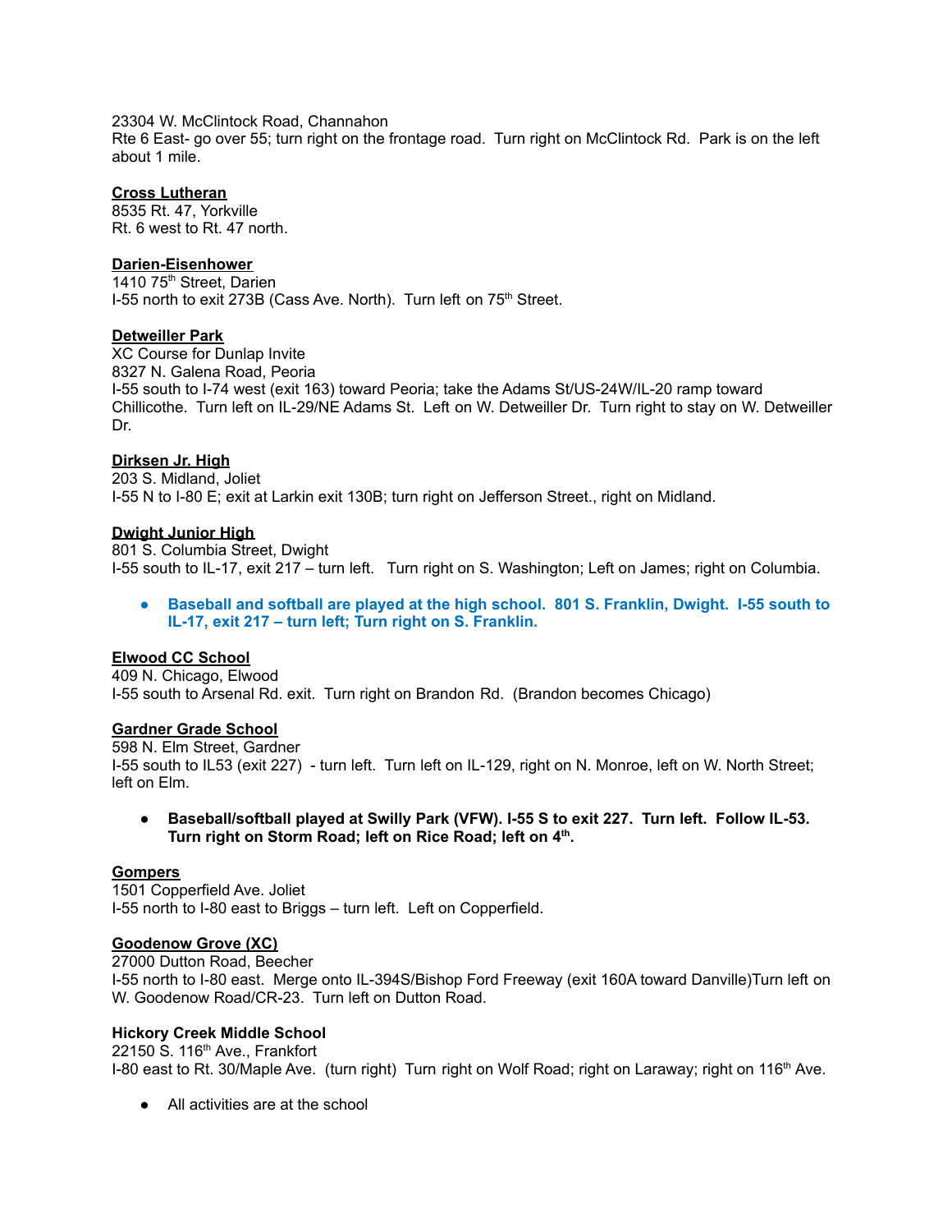23304 W. McClintock Road, Channahon
Rte 6 East- go over 55; turn right on the frontage road. Turn right on McClintock Rd. Park is on the left about 1 mile.

**Cross Lutheran**
8535 Rt. 47, Yorkville
Rt. 6 west to Rt. 47 north.

**Darien-Eisenhower**
1410 75th Street, Darien
I-55 north to exit 273B (Cass Ave. North). Turn left on 75th Street.

**Detweiller Park**
XC Course for Dunlap Invite
8327 N. Galena Road, Peoria
I-55 south to I-74 west (exit 163) toward Peoria; take the Adams St/US-24W/IL-20 ramp toward Chillicothe. Turn left on IL-29/NE Adams St. Left on W. Detweiller Dr. Turn right to stay on W. Detweiller Dr.

**Dirksen Jr. High**
203 S. Midland, Joliet
I-55 N to I-80 E; exit at Larkin exit 130B; turn right on Jefferson Street., right on Midland.

**Dwight Junior High**
801 S. Columbia Street, Dwight
I-55 south to IL-17, exit 217 – turn left. Turn right on S. Washington; Left on James; right on Columbia.

- **Baseball and softball are played at the high school. 801 S. Franklin, Dwight. I-55 south to IL-17, exit 217 – turn left; Turn right on S. Franklin.**

**Elwood CC School**
409 N. Chicago, Elwood
I-55 south to Arsenal Rd. exit. Turn right on Brandon Rd. (Brandon becomes Chicago)

**Gardner Grade School**
598 N. Elm Street, Gardner
I-55 south to IL53 (exit 227) - turn left. Turn left on IL-129, right on N. Monroe, left on W. North Street; left on Elm.

- **Baseball/softball played at Swilly Park (VFW). I-55 S to exit 227. Turn left. Follow IL-53. Turn right on Storm Road; left on Rice Road; left on 4th.**

**Gompers**
1501 Copperfield Ave. Joliet
I-55 north to I-80 east to Briggs – turn left. Left on Copperfield.

**Goodenow Grove (XC)**
27000 Dutton Road, Beecher
I-55 north to I-80 east. Merge onto IL-394S/Bishop Ford Freeway (exit 160A toward Danville)Turn left on W. Goodenow Road/CR-23. Turn left on Dutton Road.

**Hickory Creek Middle School**
22150 S. 116th Ave., Frankfort
I-80 east to Rt. 30/Maple Ave. (turn right) Turn right on Wolf Road; right on Laraway; right on 116th Ave.

- All activities are at the school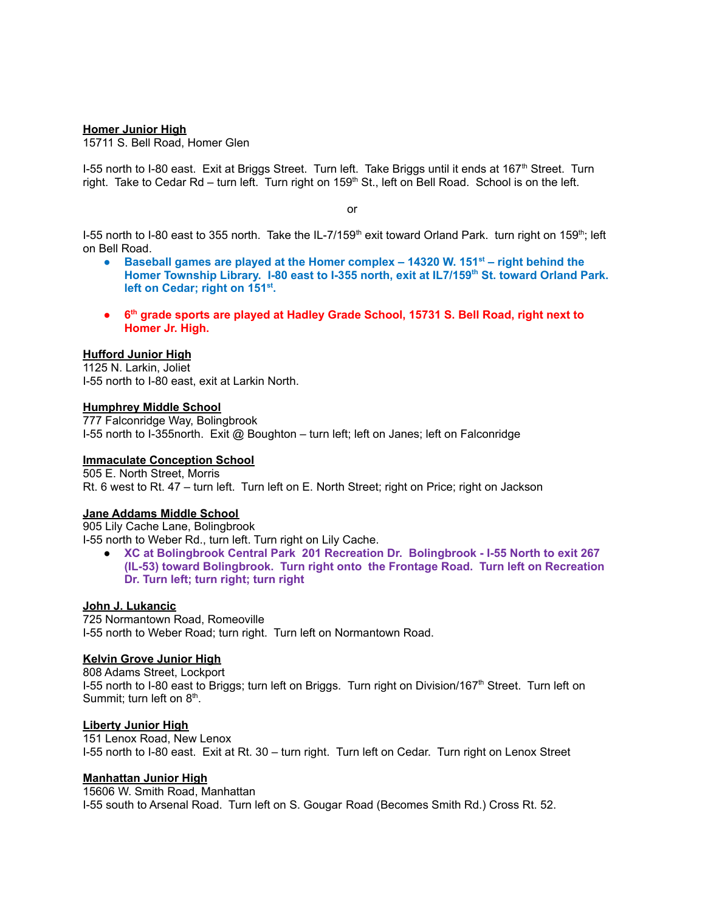**Homer Junior High**
15711 S. Bell Road, Homer Glen

I-55 north to I-80 east. Exit at Briggs Street. Turn left. Take Briggs until it ends at 167th Street. Turn right. Take to Cedar Rd – turn left. Turn right on 159th St., left on Bell Road. School is on the left.

or

I-55 north to I-80 east to 355 north. Take the IL-7/159th exit toward Orland Park. turn right on 159th; left on Bell Road.

- **Baseball games are played at the Homer complex – 14320 W. 151st – right behind the Homer Township Library. I-80 east to I-355 north, exit at IL7/159th St. toward Orland Park. left on Cedar; right on 151st.**
- **6th grade sports are played at Hadley Grade School, 15731 S. Bell Road, right next to Homer Jr. High.**

**Hufford Junior High**
1125 N. Larkin, Joliet
I-55 north to I-80 east, exit at Larkin North.

**Humphrey Middle School**
777 Falconridge Way, Bolingbrook
I-55 north to I-355north. Exit @ Boughton – turn left; left on Janes; left on Falconridge

**Immaculate Conception School**
505 E. North Street, Morris
Rt. 6 west to Rt. 47 – turn left. Turn left on E. North Street; right on Price; right on Jackson

**Jane Addams Middle School**
905 Lily Cache Lane, Bolingbrook
I-55 north to Weber Rd., turn left. Turn right on Lily Cache.

- **XC at Bolingbrook Central Park 201 Recreation Dr. Bolingbrook - I-55 North to exit 267 (IL-53) toward Bolingbrook. Turn right onto the Frontage Road. Turn left on Recreation Dr. Turn left; turn right; turn right**

**John J. Lukancic**
725 Normantown Road, Romeoville
I-55 north to Weber Road; turn right. Turn left on Normantown Road.

**Kelvin Grove Junior High**
808 Adams Street, Lockport
I-55 north to I-80 east to Briggs; turn left on Briggs. Turn right on Division/167th Street. Turn left on Summit; turn left on 8th.

**Liberty Junior High**
151 Lenox Road, New Lenox
I-55 north to I-80 east. Exit at Rt. 30 – turn right. Turn left on Cedar. Turn right on Lenox Street

**Manhattan Junior High**
15606 W. Smith Road, Manhattan
I-55 south to Arsenal Road. Turn left on S. Gougar Road (Becomes Smith Rd.) Cross Rt. 52.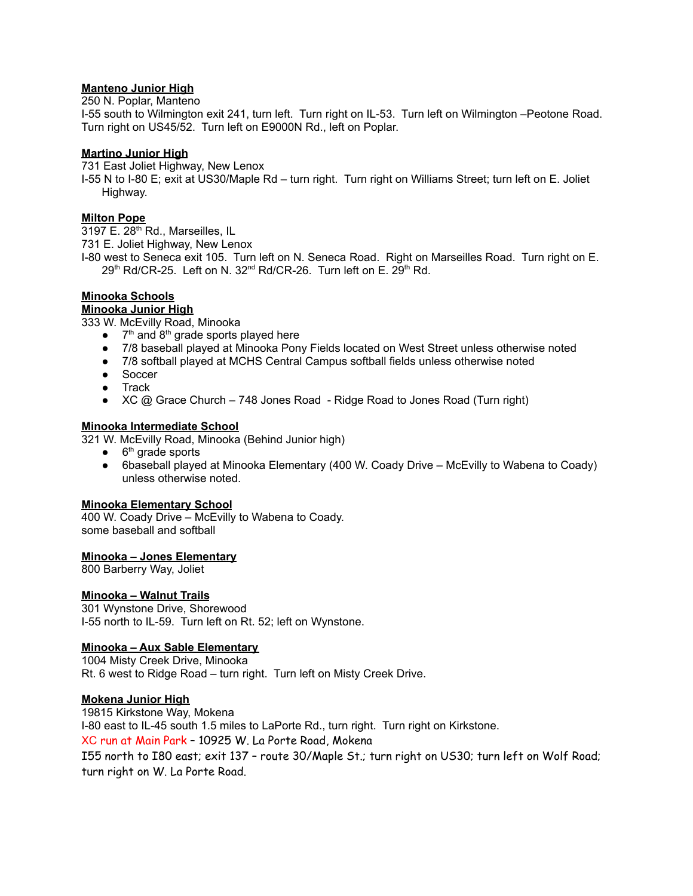**Manteno Junior High**
250 N. Poplar, Manteno
I-55 south to Wilmington exit 241, turn left. Turn right on IL-53. Turn left on Wilmington –Peotone Road. Turn right on US45/52. Turn left on E9000N Rd., left on Poplar.

**Martino Junior High**
731 East Joliet Highway, New Lenox
I-55 N to I-80 E; exit at US30/Maple Rd – turn right. Turn right on Williams Street; turn left on E. Joliet Highway.

**Milton Pope**
3197 E. 28th Rd., Marseilles, IL
731 E. Joliet Highway, New Lenox
I-80 west to Seneca exit 105. Turn left on N. Seneca Road. Right on Marseilles Road. Turn right on E. 29th Rd/CR-25. Left on N. 32nd Rd/CR-26. Turn left on E. 29th Rd.

**Minooka Schools**
**Minooka Junior High**
333 W. McEvilly Road, Minooka

- 7th and 8th grade sports played here
- 7/8 baseball played at Minooka Pony Fields located on West Street unless otherwise noted
- 7/8 softball played at MCHS Central Campus softball fields unless otherwise noted
- Soccer
- Track
- XC @ Grace Church – 748 Jones Road - Ridge Road to Jones Road (Turn right)

**Minooka Intermediate School**
321 W. McEvilly Road, Minooka (Behind Junior high)

- 6th grade sports
- 6baseball played at Minooka Elementary (400 W. Coady Drive – McEvilly to Wabena to Coady) unless otherwise noted.

**Minooka Elementary School**
400 W. Coady Drive – McEvilly to Wabena to Coady.
some baseball and softball

**Minooka – Jones Elementary**
800 Barberry Way, Joliet

**Minooka – Walnut Trails**
301 Wynstone Drive, Shorewood
I-55 north to IL-59. Turn left on Rt. 52; left on Wynstone.

**Minooka – Aux Sable Elementary**
1004 Misty Creek Drive, Minooka
Rt. 6 west to Ridge Road – turn right. Turn left on Misty Creek Drive.

**Mokena Junior High**
19815 Kirkstone Way, Mokena
I-80 east to IL-45 south 1.5 miles to LaPorte Rd., turn right. Turn right on Kirkstone.
XC run at Main Park - 10925 W. La Porte Road, Mokena
I55 north to I80 east; exit 137 - route 30/Maple St.; turn right on US30; turn left on Wolf Road; turn right on W. La Porte Road.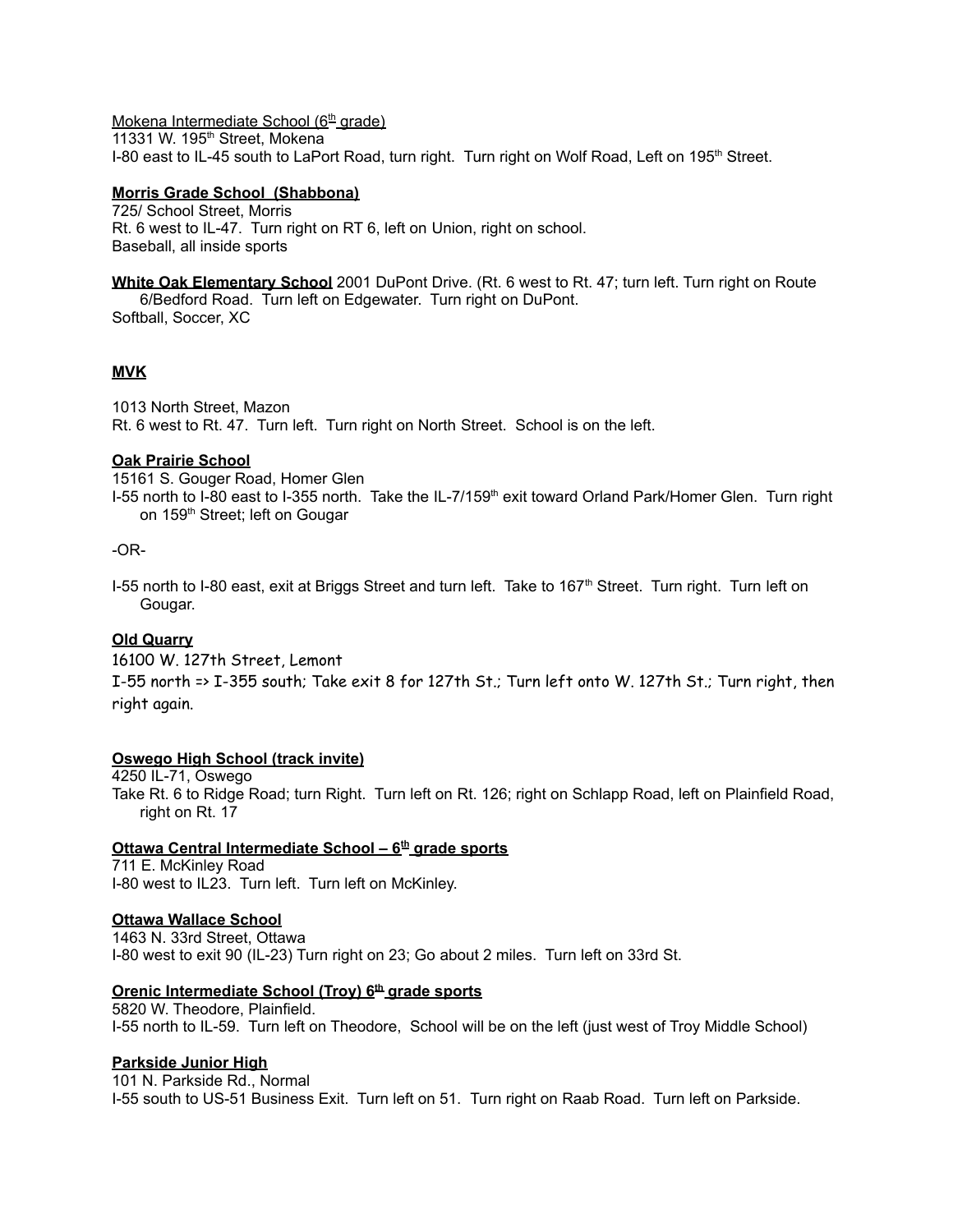Mokena Intermediate School (6th grade)
11331 W. 195th Street, Mokena
I-80 east to IL-45 south to LaPort Road, turn right. Turn right on Wolf Road, Left on 195th Street.

**Morris Grade School (Shabbona)**
725/ School Street, Morris
Rt. 6 west to IL-47. Turn right on RT 6, left on Union, right on school.
Baseball, all inside sports

**White Oak Elementary School** 2001 DuPont Drive. (Rt. 6 west to Rt. 47; turn left. Turn right on Route 6/Bedford Road. Turn left on Edgewater. Turn right on DuPont.
Softball, Soccer, XC

**MVK**

1013 North Street, Mazon
Rt. 6 west to Rt. 47. Turn left. Turn right on North Street. School is on the left.

**Oak Prairie School**
15161 S. Gouger Road, Homer Glen
I-55 north to I-80 east to I-355 north. Take the IL-7/159th exit toward Orland Park/Homer Glen. Turn right on 159th Street; left on Gougar

-OR-

I-55 north to I-80 east, exit at Briggs Street and turn left. Take to 167th Street. Turn right. Turn left on Gougar.

**Old Quarry**
16100 W. 127th Street, Lemont
I-55 north => I-355 south; Take exit 8 for 127th St.; Turn left onto W. 127th St.; Turn right, then right again.

**Oswego High School (track invite)**
4250 IL-71, Oswego
Take Rt. 6 to Ridge Road; turn Right. Turn left on Rt. 126; right on Schlapp Road, left on Plainfield Road, right on Rt. 17

**Ottawa Central Intermediate School – 6th grade sports**
711 E. McKinley Road
I-80 west to IL23. Turn left. Turn left on McKinley.

**Ottawa Wallace School**
1463 N. 33rd Street, Ottawa
I-80 west to exit 90 (IL-23) Turn right on 23; Go about 2 miles. Turn left on 33rd St.

**Orenic Intermediate School (Troy) 6th grade sports**
5820 W. Theodore, Plainfield.
I-55 north to IL-59. Turn left on Theodore, School will be on the left (just west of Troy Middle School)

**Parkside Junior High**
101 N. Parkside Rd., Normal
I-55 south to US-51 Business Exit. Turn left on 51. Turn right on Raab Road. Turn left on Parkside.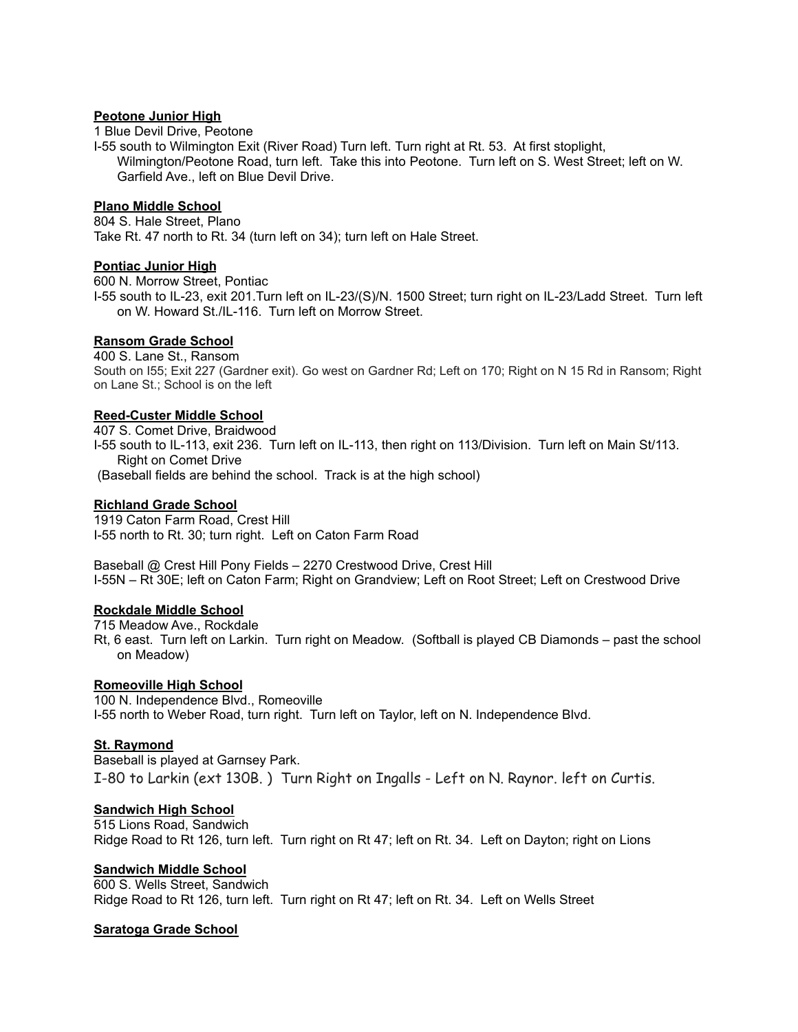**Peotone Junior High**

1 Blue Devil Drive, Peotone

I-55 south to Wilmington Exit (River Road) Turn left. Turn right at Rt. 53. At first stoplight, Wilmington/Peotone Road, turn left. Take this into Peotone. Turn left on S. West Street; left on W. Garfield Ave., left on Blue Devil Drive.

**Plano Middle School**

804 S. Hale Street, Plano

Take Rt. 47 north to Rt. 34 (turn left on 34); turn left on Hale Street.

**Pontiac Junior High**

600 N. Morrow Street, Pontiac

I-55 south to IL-23, exit 201.Turn left on IL-23/(S)/N. 1500 Street; turn right on IL-23/Ladd Street. Turn left on W. Howard St./IL-116. Turn left on Morrow Street.

**Ransom Grade School**

400 S. Lane St., Ransom

South on I55; Exit 227 (Gardner exit). Go west on Gardner Rd; Left on 170; Right on N 15 Rd in Ransom; Right on Lane St.; School is on the left

**Reed-Custer Middle School**

407 S. Comet Drive, Braidwood

I-55 south to IL-113, exit 236. Turn left on IL-113, then right on 113/Division. Turn left on Main St/113. Right on Comet Drive

(Baseball fields are behind the school. Track is at the high school)

**Richland Grade School**

1919 Caton Farm Road, Crest Hill

I-55 north to Rt. 30; turn right. Left on Caton Farm Road

Baseball @ Crest Hill Pony Fields – 2270 Crestwood Drive, Crest Hill

I-55N – Rt 30E; left on Caton Farm; Right on Grandview; Left on Root Street; Left on Crestwood Drive

**Rockdale Middle School**

715 Meadow Ave., Rockdale

Rt, 6 east. Turn left on Larkin. Turn right on Meadow. (Softball is played CB Diamonds – past the school on Meadow)

**Romeoville High School**

100 N. Independence Blvd., Romeoville

I-55 north to Weber Road, turn right. Turn left on Taylor, left on N. Independence Blvd.

**St. Raymond**

Baseball is played at Garnsey Park.

I-80 to Larkin (ext 130B. ) Turn Right on Ingalls - Left on N. Raynor. left on Curtis.

**Sandwich High School**

515 Lions Road, Sandwich

Ridge Road to Rt 126, turn left. Turn right on Rt 47; left on Rt. 34. Left on Dayton; right on Lions

**Sandwich Middle School**

600 S. Wells Street, Sandwich

Ridge Road to Rt 126, turn left. Turn right on Rt 47; left on Rt. 34. Left on Wells Street

**Saratoga Grade School**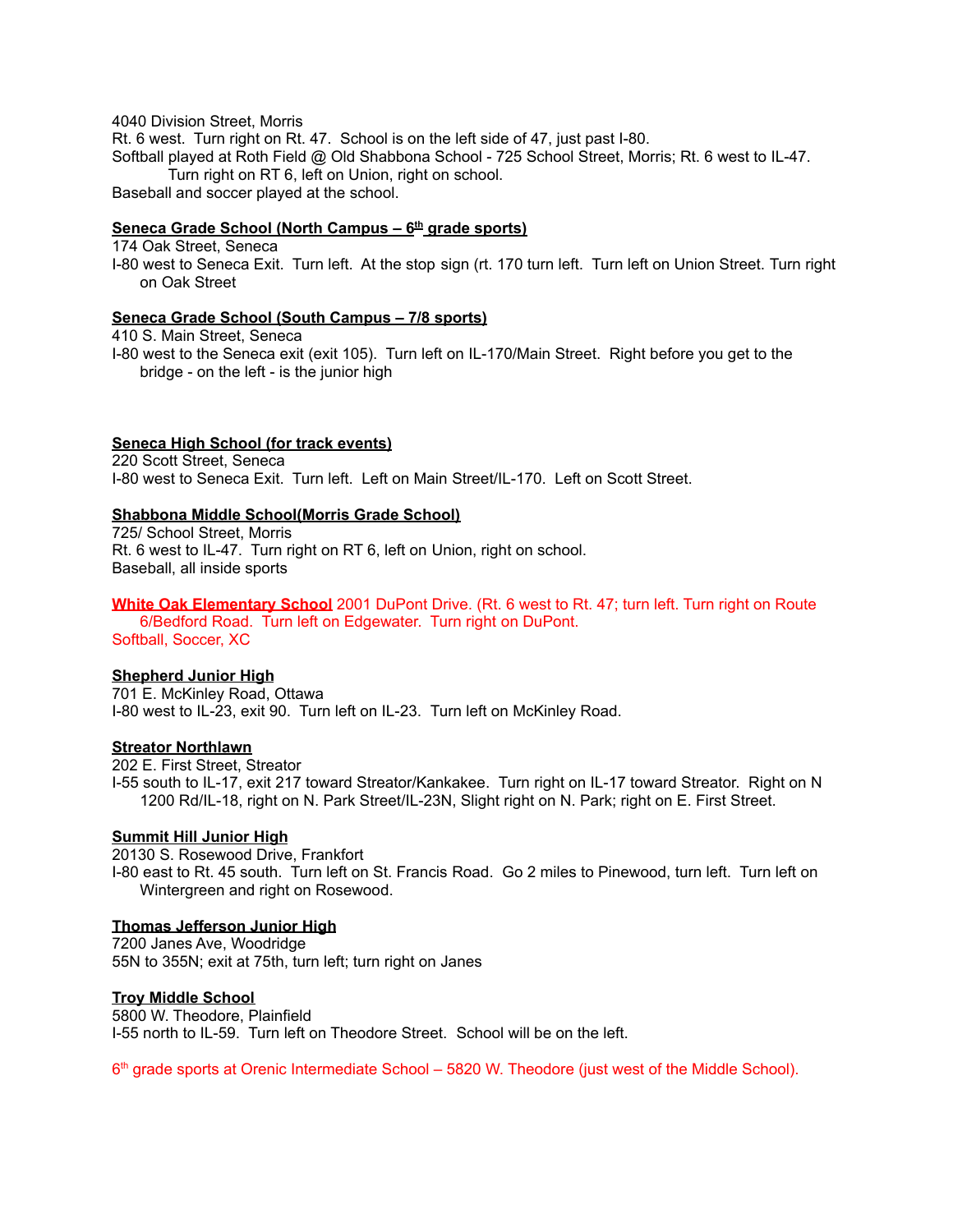4040 Division Street, Morris
Rt. 6 west. Turn right on Rt. 47. School is on the left side of 47, just past I-80.
Softball played at Roth Field @ Old Shabbona School - 725 School Street, Morris; Rt. 6 west to IL-47. Turn right on RT 6, left on Union, right on school.
Baseball and soccer played at the school.

**Seneca Grade School (North Campus – 6th grade sports)**
174 Oak Street, Seneca
I-80 west to Seneca Exit. Turn left. At the stop sign (rt. 170 turn left. Turn left on Union Street. Turn right on Oak Street

**Seneca Grade School (South Campus – 7/8 sports)**
410 S. Main Street, Seneca
I-80 west to the Seneca exit (exit 105). Turn left on IL-170/Main Street. Right before you get to the bridge - on the left - is the junior high

**Seneca High School (for track events)**
220 Scott Street, Seneca
I-80 west to Seneca Exit. Turn left. Left on Main Street/IL-170. Left on Scott Street.

**Shabbona Middle School(Morris Grade School)**
725/ School Street, Morris
Rt. 6 west to IL-47. Turn right on RT 6, left on Union, right on school.
Baseball, all inside sports

**White Oak Elementary School** 2001 DuPont Drive. (Rt. 6 west to Rt. 47; turn left. Turn right on Route 6/Bedford Road. Turn left on Edgewater. Turn right on DuPont.
Softball, Soccer, XC

**Shepherd Junior High**
701 E. McKinley Road, Ottawa
I-80 west to IL-23, exit 90. Turn left on IL-23. Turn left on McKinley Road.

**Streator Northlawn**
202 E. First Street, Streator
I-55 south to IL-17, exit 217 toward Streator/Kankakee. Turn right on IL-17 toward Streator. Right on N 1200 Rd/IL-18, right on N. Park Street/IL-23N, Slight right on N. Park; right on E. First Street.

**Summit Hill Junior High**
20130 S. Rosewood Drive, Frankfort
I-80 east to Rt. 45 south. Turn left on St. Francis Road. Go 2 miles to Pinewood, turn left. Turn left on Wintergreen and right on Rosewood.

**Thomas Jefferson Junior High**
7200 Janes Ave, Woodridge
55N to 355N; exit at 75th, turn left; turn right on Janes

**Troy Middle School**
5800 W. Theodore, Plainfield
I-55 north to IL-59. Turn left on Theodore Street. School will be on the left.

6th grade sports at Orenic Intermediate School – 5820 W. Theodore (just west of the Middle School).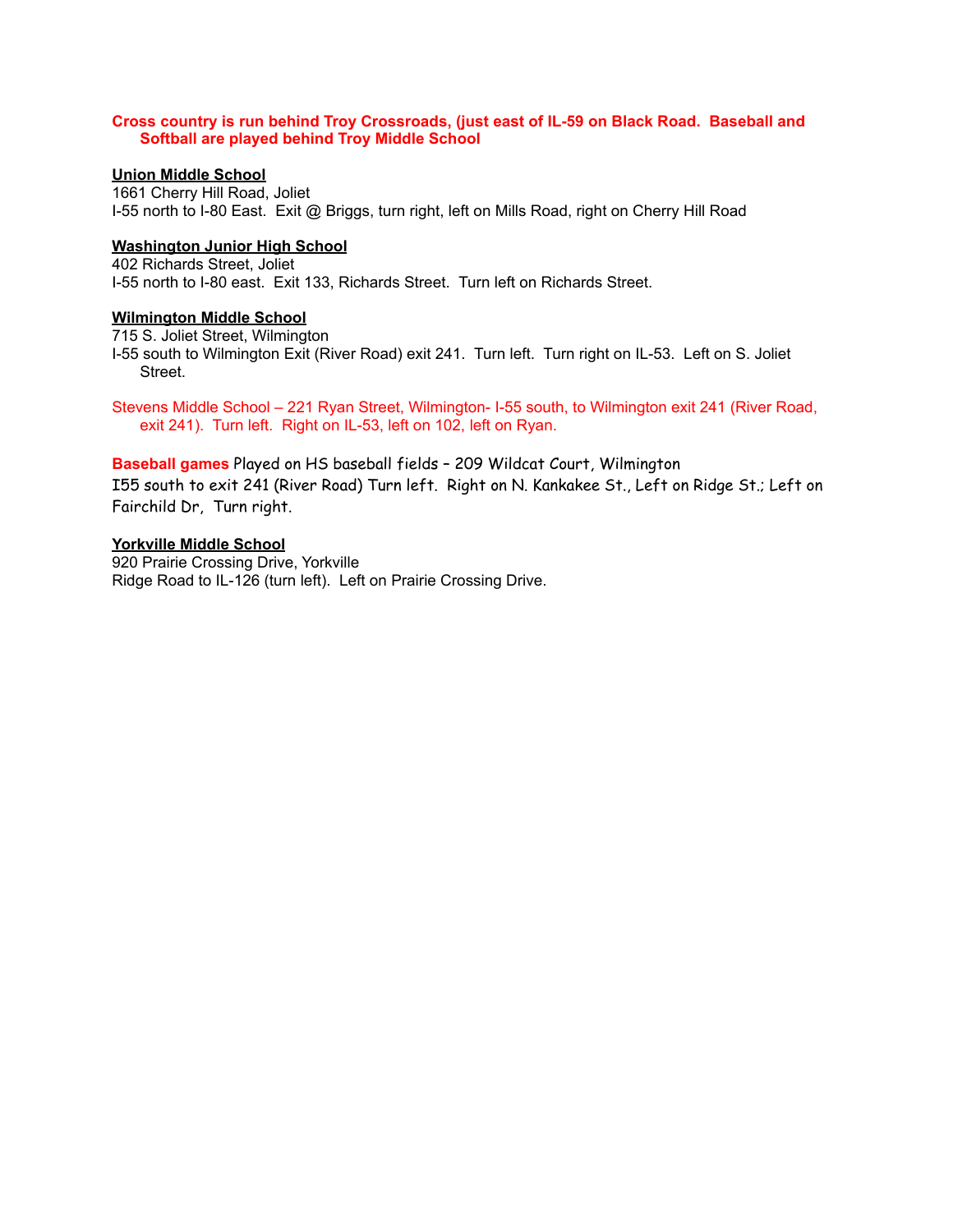**Cross country is run behind Troy Crossroads, (just east of IL-59 on Black Road. Baseball and Softball are played behind Troy Middle School**

**<u>Union Middle School</u>**
1661 Cherry Hill Road, Joliet
I-55 north to I-80 East. Exit @ Briggs, turn right, left on Mills Road, right on Cherry Hill Road

**<u>Washington Junior High School</u>**
402 Richards Street, Joliet
I-55 north to I-80 east. Exit 133, Richards Street. Turn left on Richards Street.

**<u>Wilmington Middle School</u>**
715 S. Joliet Street, Wilmington
I-55 south to Wilmington Exit (River Road) exit 241. Turn left. Turn right on IL-53. Left on S. Joliet Street.

Stevens Middle School – 221 Ryan Street, Wilmington- I-55 south, to Wilmington exit 241 (River Road, exit 241). Turn left. Right on IL-53, left on 102, left on Ryan.

**Baseball games** Played on HS baseball fields - 209 Wildcat Court, Wilmington
I55 south to exit 241 (River Road) Turn left. Right on N. Kankakee St., Left on Ridge St.; Left on Fairchild Dr, Turn right.

**<u>Yorkville Middle School</u>**
920 Prairie Crossing Drive, Yorkville
Ridge Road to IL-126 (turn left). Left on Prairie Crossing Drive.